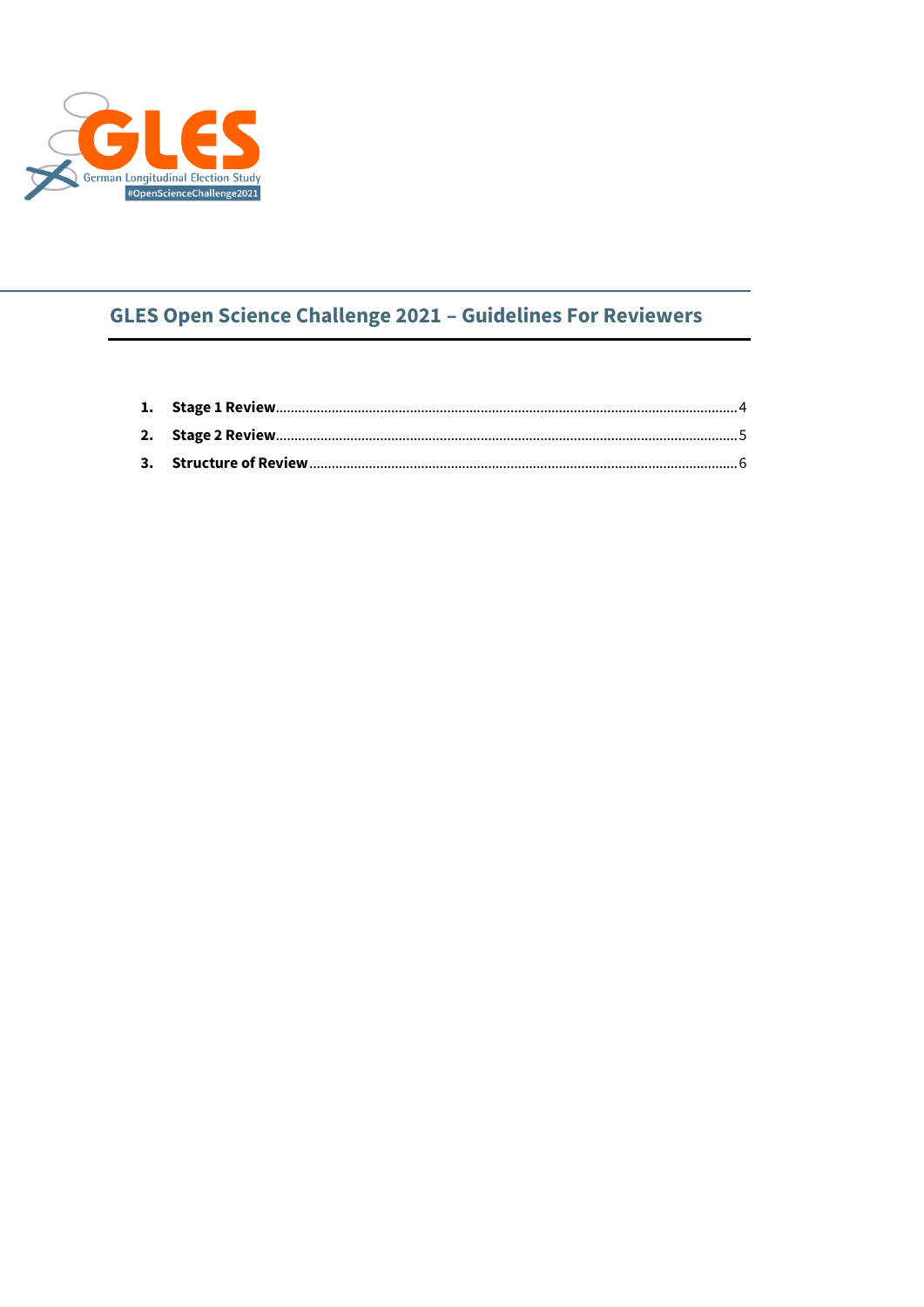GLES

German Longitudinal Election Study

#OpenScienceChallenge2021

# GLES Open Science Challenge 2021 – Guidelines For Reviewers

1. **Stage 1 Review** ........ 4
2. **Stage 2 Review** ........ 5
3. **Structure of Review** ........ 6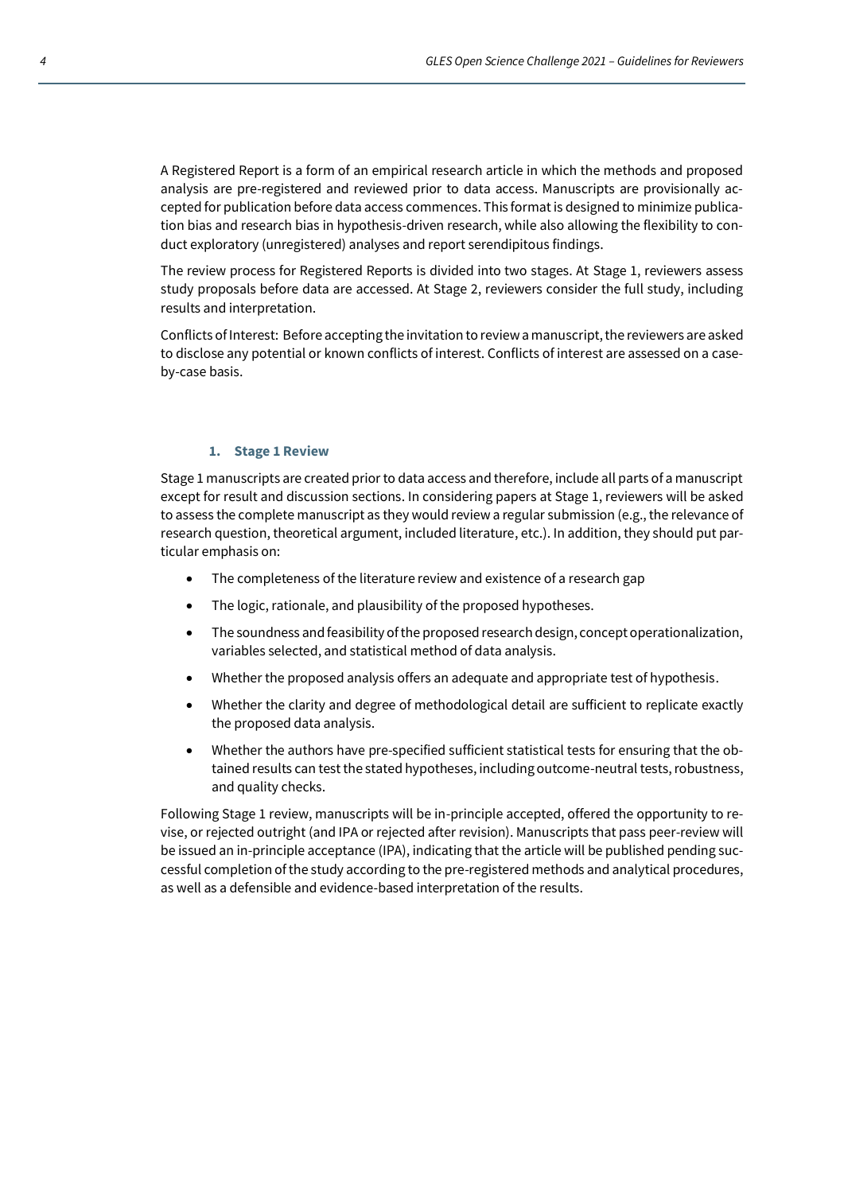A Registered Report is a form of an empirical research article in which the methods and proposed analysis are pre-registered and reviewed prior to data access. Manuscripts are provisionally accepted for publication before data access commences. This format is designed to minimize publication bias and research bias in hypothesis-driven research, while also allowing the flexibility to conduct exploratory (unregistered) analyses and report serendipitous findings.

The review process for Registered Reports is divided into two stages. At Stage 1, reviewers assess study proposals before data are accessed. At Stage 2, reviewers consider the full study, including results and interpretation.

Conflicts of Interest: Before accepting the invitation to review a manuscript, the reviewers are asked to disclose any potential or known conflicts of interest. Conflicts of interest are assessed on a case-by-case basis.

### 1. Stage 1 Review

Stage 1 manuscripts are created prior to data access and therefore, include all parts of a manuscript except for result and discussion sections. In considering papers at Stage 1, reviewers will be asked to assess the complete manuscript as they would review a regular submission (e.g., the relevance of research question, theoretical argument, included literature, etc.). In addition, they should put particular emphasis on:

- The completeness of the literature review and existence of a research gap
- The logic, rationale, and plausibility of the proposed hypotheses.
- The soundness and feasibility of the proposed research design, concept operationalization, variables selected, and statistical method of data analysis.
- Whether the proposed analysis offers an adequate and appropriate test of hypothesis.
- Whether the clarity and degree of methodological detail are sufficient to replicate exactly the proposed data analysis.
- Whether the authors have pre-specified sufficient statistical tests for ensuring that the obtained results can test the stated hypotheses, including outcome-neutral tests, robustness, and quality checks.

Following Stage 1 review, manuscripts will be in-principle accepted, offered the opportunity to revise, or rejected outright (and IPA or rejected after revision). Manuscripts that pass peer-review will be issued an in-principle acceptance (IPA), indicating that the article will be published pending successful completion of the study according to the pre-registered methods and analytical procedures, as well as a defensible and evidence-based interpretation of the results.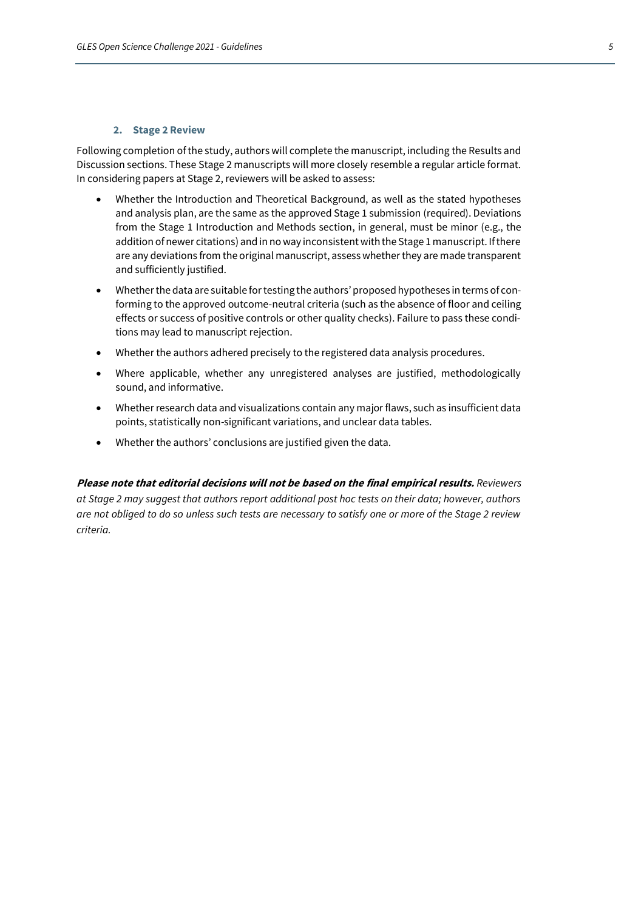### 2. Stage 2 Review

Following completion of the study, authors will complete the manuscript, including the Results and Discussion sections. These Stage 2 manuscripts will more closely resemble a regular article format. In considering papers at Stage 2, reviewers will be asked to assess:

- Whether the Introduction and Theoretical Background, as well as the stated hypotheses and analysis plan, are the same as the approved Stage 1 submission (required). Deviations from the Stage 1 Introduction and Methods section, in general, must be minor (e.g., the addition of newer citations) and in no way inconsistent with the Stage 1 manuscript. If there are any deviations from the original manuscript, assess whether they are made transparent and sufficiently justified.
- Whether the data are suitable for testing the authors' proposed hypotheses in terms of conforming to the approved outcome-neutral criteria (such as the absence of floor and ceiling effects or success of positive controls or other quality checks). Failure to pass these conditions may lead to manuscript rejection.
- Whether the authors adhered precisely to the registered data analysis procedures.
- Where applicable, whether any unregistered analyses are justified, methodologically sound, and informative.
- Whether research data and visualizations contain any major flaws, such as insufficient data points, statistically non-significant variations, and unclear data tables.
- Whether the authors' conclusions are justified given the data.

***Please note that editorial decisions will not be based on the final empirical results.*** *Reviewers at Stage 2 may suggest that authors report additional post hoc tests on their data; however, authors are not obliged to do so unless such tests are necessary to satisfy one or more of the Stage 2 review criteria.*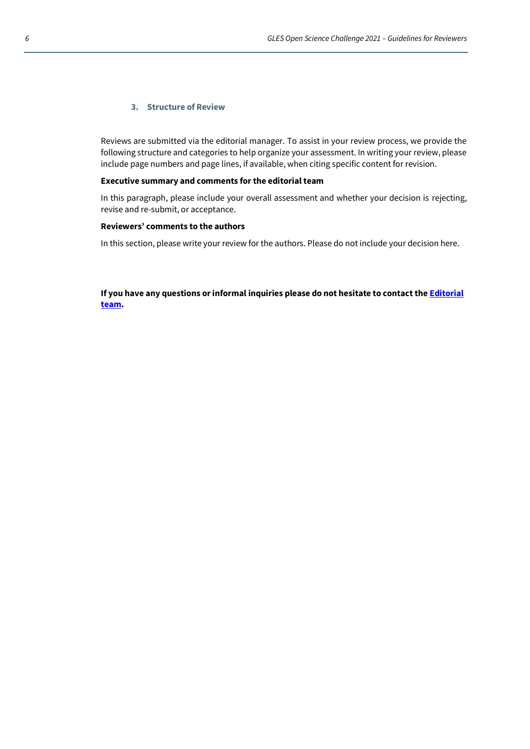## 3. Structure of Review

Reviews are submitted via the editorial manager. To assist in your review process, we provide the following structure and categories to help organize your assessment. In writing your review, please include page numbers and page lines, if available, when citing specific content for revision.

**Executive summary and comments for the editorial team**

In this paragraph, please include your overall assessment and whether your decision is rejecting, revise and re-submit, or acceptance.

**Reviewers' comments to the authors**

In this section, please write your review for the authors. Please do not include your decision here.

**If you have any questions or informal inquiries please do not hesitate to contact the [Editorial team](#).**